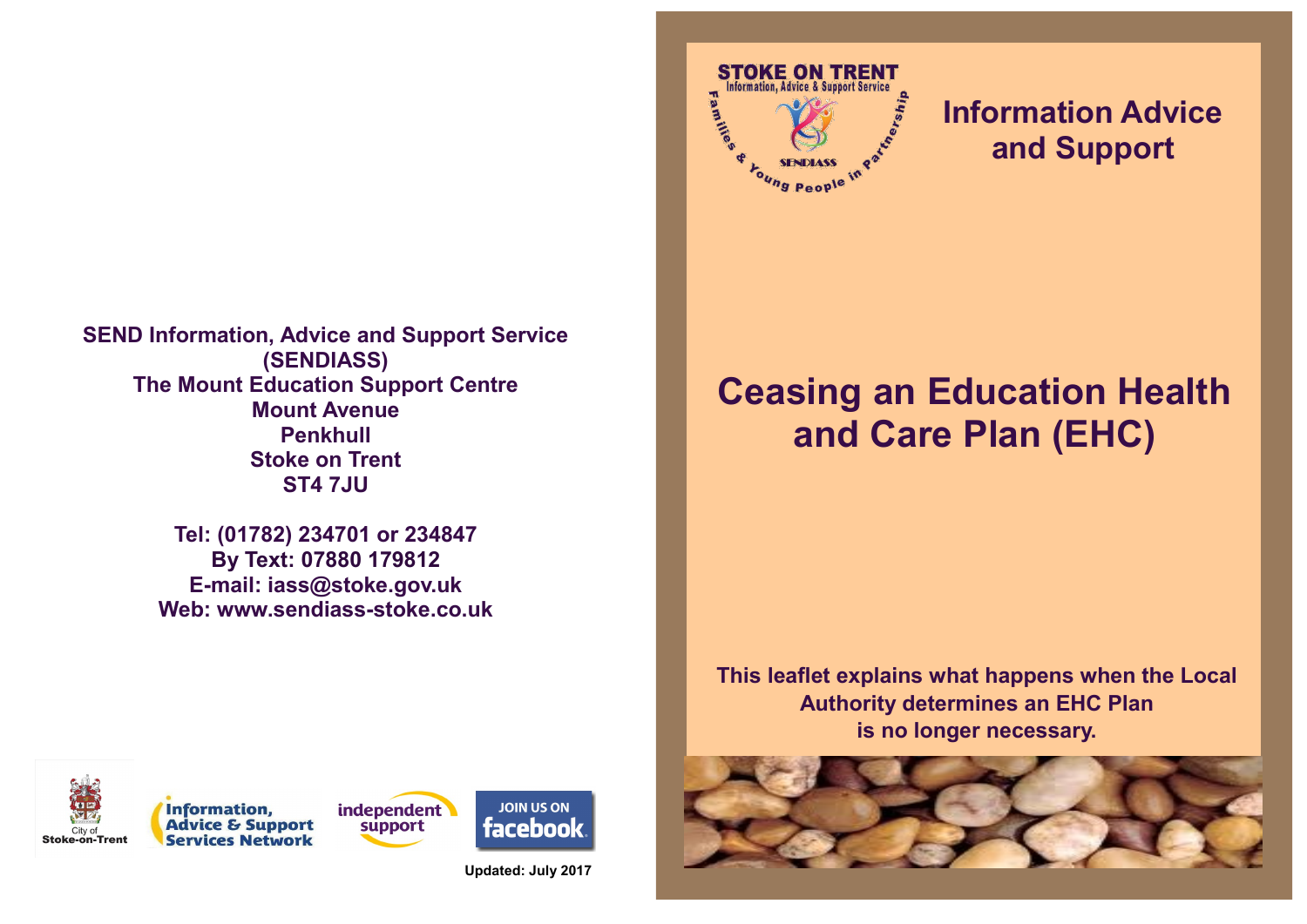SEND Information, Advice and Support Service (SENDIASS)
The Mount Education Support Centre
Mount Avenue
Penkhull
Stoke on Trent
ST4 7JU

Tel: (01782) 234701 or 234847
By Text: 07880 179812
E-mail: iass@stoke.gov.uk
Web: www.sendiass-stoke.co.uk

Updated: July 2017

# Information Advice and Support

# Ceasing an Education Health and Care Plan (EHC)

**This leaflet explains what happens when the Local Authority determines an EHC Plan is no longer necessary.**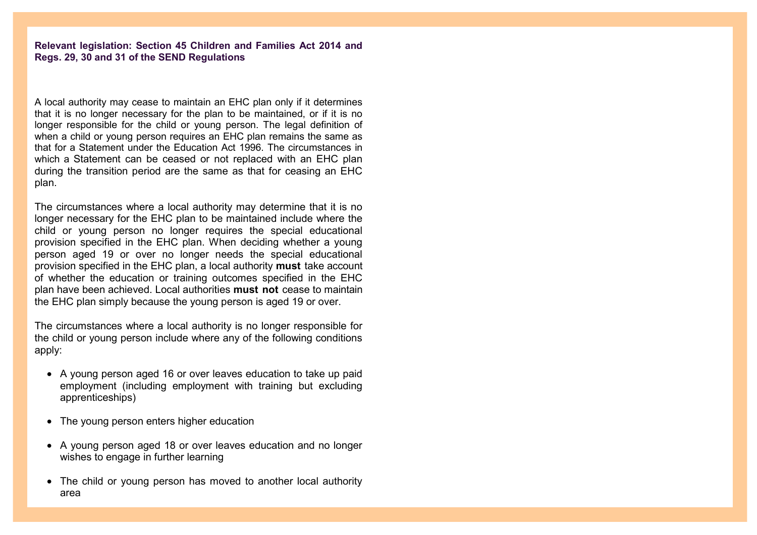**Relevant legislation: Section 45 Children and Families Act 2014 and Regs. 29, 30 and 31 of the SEND Regulations**

A local authority may cease to maintain an EHC plan only if it determines that it is no longer necessary for the plan to be maintained, or if it is no longer responsible for the child or young person. The legal definition of when a child or young person requires an EHC plan remains the same as that for a Statement under the Education Act 1996. The circumstances in which a Statement can be ceased or not replaced with an EHC plan during the transition period are the same as that for ceasing an EHC plan.

The circumstances where a local authority may determine that it is no longer necessary for the EHC plan to be maintained include where the child or young person no longer requires the special educational provision specified in the EHC plan. When deciding whether a young person aged 19 or over no longer needs the special educational provision specified in the EHC plan, a local authority **must** take account of whether the education or training outcomes specified in the EHC plan have been achieved. Local authorities **must not** cease to maintain the EHC plan simply because the young person is aged 19 or over.

The circumstances where a local authority is no longer responsible for the child or young person include where any of the following conditions apply:

- A young person aged 16 or over leaves education to take up paid employment (including employment with training but excluding apprenticeships)
- The young person enters higher education
- A young person aged 18 or over leaves education and no longer wishes to engage in further learning
- The child or young person has moved to another local authority area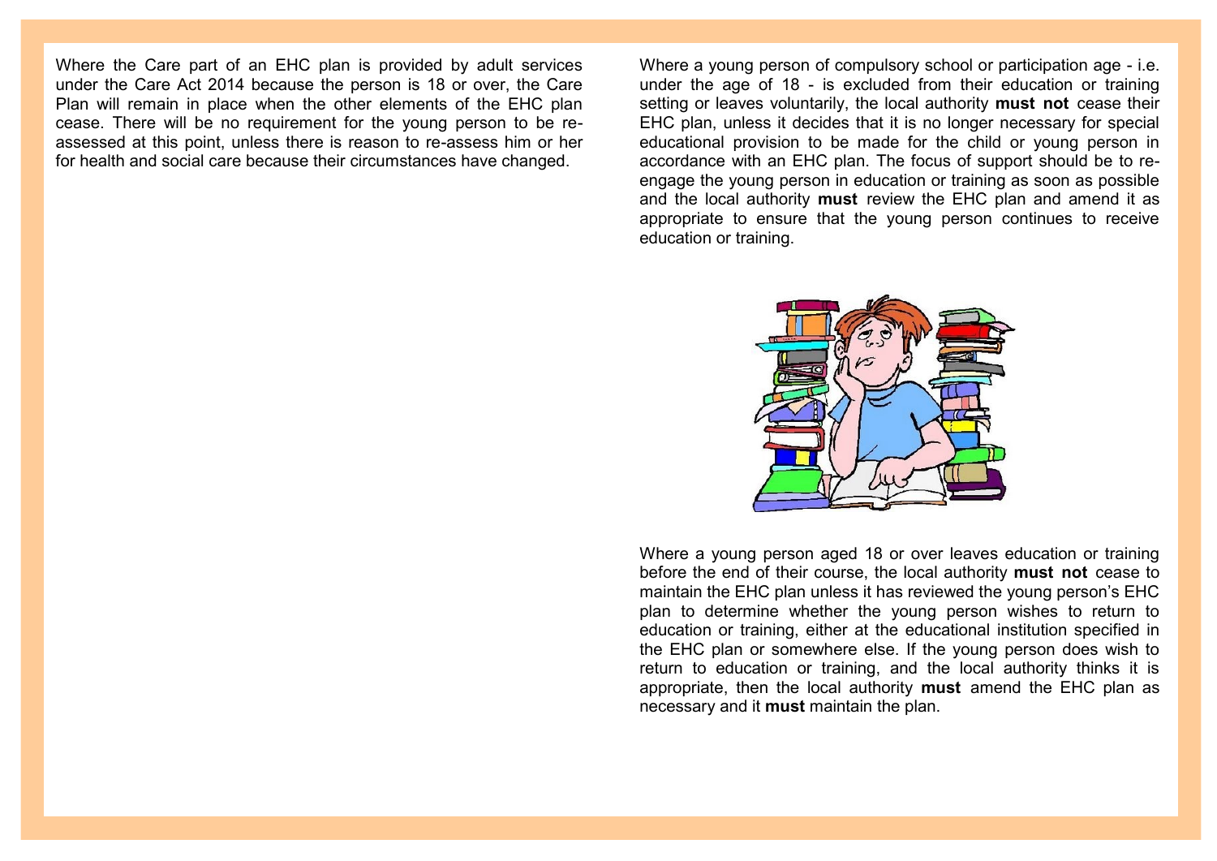Where the Care part of an EHC plan is provided by adult services under the Care Act 2014 because the person is 18 or over, the Care Plan will remain in place when the other elements of the EHC plan cease. There will be no requirement for the young person to be re-assessed at this point, unless there is reason to re-assess him or her for health and social care because their circumstances have changed.

Where a young person of compulsory school or participation age - i.e. under the age of 18 - is excluded from their education or training setting or leaves voluntarily, the local authority **must not** cease their EHC plan, unless it decides that it is no longer necessary for special educational provision to be made for the child or young person in accordance with an EHC plan. The focus of support should be to re-engage the young person in education or training as soon as possible and the local authority **must** review the EHC plan and amend it as appropriate to ensure that the young person continues to receive education or training.

Where a young person aged 18 or over leaves education or training before the end of their course, the local authority **must not** cease to maintain the EHC plan unless it has reviewed the young person's EHC plan to determine whether the young person wishes to return to education or training, either at the educational institution specified in the EHC plan or somewhere else. If the young person does wish to return to education or training, and the local authority thinks it is appropriate, then the local authority **must** amend the EHC plan as necessary and it **must** maintain the plan.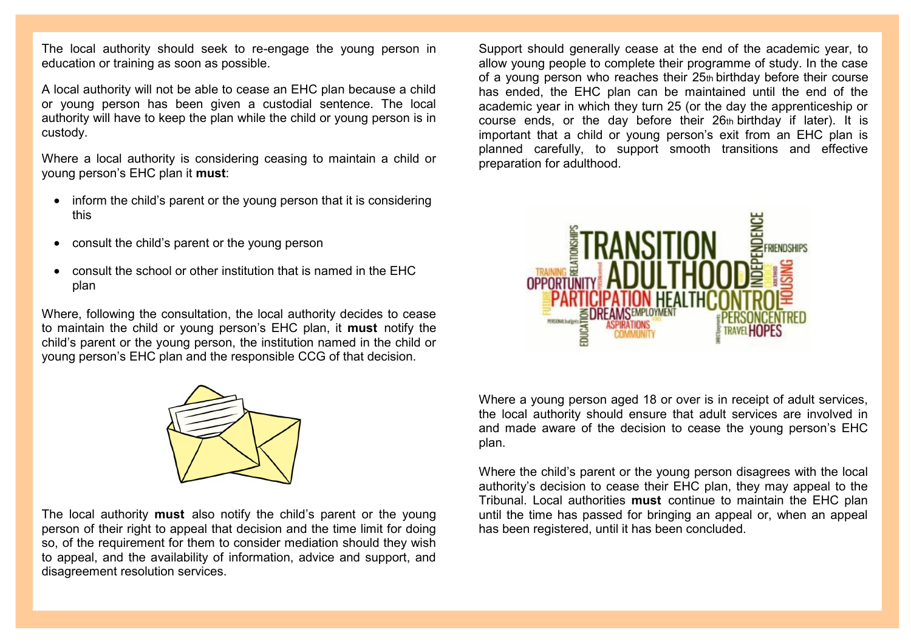The local authority should seek to re-engage the young person in education or training as soon as possible.

A local authority will not be able to cease an EHC plan because a child or young person has been given a custodial sentence. The local authority will have to keep the plan while the child or young person is in custody.

Where a local authority is considering ceasing to maintain a child or young person's EHC plan it **must**:

- inform the child's parent or the young person that it is considering this
- consult the child's parent or the young person
- consult the school or other institution that is named in the EHC plan

Where, following the consultation, the local authority decides to cease to maintain the child or young person's EHC plan, it **must** notify the child's parent or the young person, the institution named in the child or young person's EHC plan and the responsible CCG of that decision.

The local authority **must** also notify the child's parent or the young person of their right to appeal that decision and the time limit for doing so, of the requirement for them to consider mediation should they wish to appeal, and the availability of information, advice and support, and disagreement resolution services.

Support should generally cease at the end of the academic year, to allow young people to complete their programme of study. In the case of a young person who reaches their 25th birthday before their course has ended, the EHC plan can be maintained until the end of the academic year in which they turn 25 (or the day the apprenticeship or course ends, or the day before their 26th birthday if later). It is important that a child or young person's exit from an EHC plan is planned carefully, to support smooth transitions and effective preparation for adulthood.

Where a young person aged 18 or over is in receipt of adult services, the local authority should ensure that adult services are involved in and made aware of the decision to cease the young person's EHC plan.

Where the child's parent or the young person disagrees with the local authority's decision to cease their EHC plan, they may appeal to the Tribunal. Local authorities **must** continue to maintain the EHC plan until the time has passed for bringing an appeal or, when an appeal has been registered, until it has been concluded.